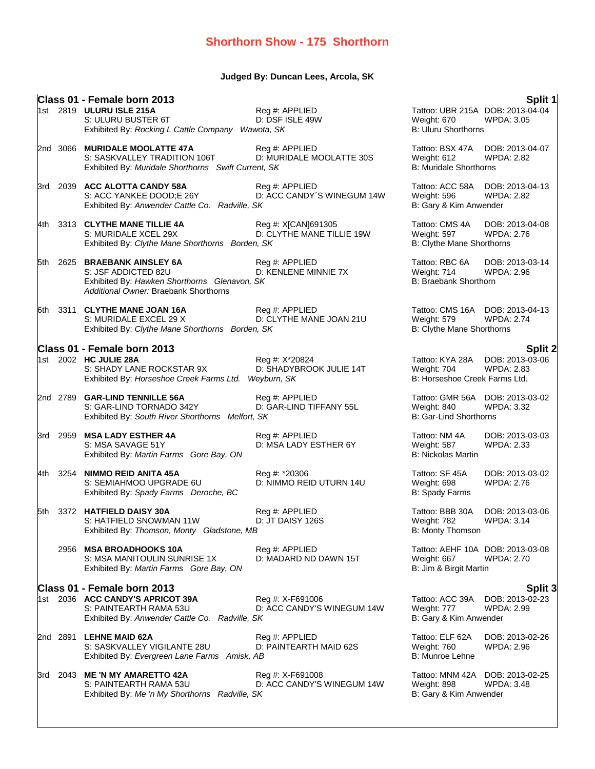# Shorthorn Show - 175 Shorthorn

**Judged By: Duncan Lees, Arcola, SK**

## Class 01 - Female born 2013 — Split 1

1st 2819 **ULURU ISLE 215A** Reg #: APPLIED Tattoo: UBR 215A DOB: 2013-04-04
S: ULURU BUSTER 6T D: DSF ISLE 49W Weight: 670 WPDA: 3.05
Exhibited By: *Rocking L Cattle Company Wawota, SK* B: Uluru Shorthorns

2nd 3066 **MURIDALE MOOLATTE 47A** Reg #: APPLIED Tattoo: BSX 47A DOB: 2013-04-07
S: SASKVALLEY TRADITION 106T D: MURIDALE MOOLATTE 30S Weight: 612 WPDA: 2.82
Exhibited By: *Muridale Shorthorns Swift Current, SK* B: Muridale Shorthorns

3rd 2039 **ACC ALOTTA CANDY 58A** Reg #: APPLIED Tattoo: ACC 58A DOB: 2013-04-13
S: ACC YANKEE DOOD;E 26Y D: ACC CANDY´S WINEGUM 14W Weight: 596 WPDA: 2.82
Exhibited By: *Anwender Cattle Co. Radville, SK* B: Gary & Kim Anwender

4th 3313 **CLYTHE MANE TILLIE 4A** Reg #: X[CAN]691305 Tattoo: CMS 4A DOB: 2013-04-08
S: MURIDALE XCEL 29X D: CLYTHE MANE TILLIE 19W Weight: 597 WPDA: 2.76
Exhibited By: *Clythe Mane Shorthorns Borden, SK* B: Clythe Mane Shorthorns

5th 2625 **BRAEBANK AINSLEY 6A** Reg #: APPLIED Tattoo: RBC 6A DOB: 2013-03-14
S: JSF ADDICTED 82U D: KENLENE MINNIE 7X Weight: 714 WPDA: 2.96
Exhibited By: *Hawken Shorthorns Glenavon, SK* B: Braebank Shorthorn
*Additional Owner:* Braebank Shorthorns

6th 3311 **CLYTHE MANE JOAN 16A** Reg #: APPLIED Tattoo: CMS 16A DOB: 2013-04-13
S: MURIDALE EXCEL 29 X D: CLYTHE MANE JOAN 21U Weight: 579 WPDA: 2.74
Exhibited By: *Clythe Mane Shorthorns Borden, SK* B: Clythe Mane Shorthorns

## Class 01 - Female born 2013 — Split 2

1st 2002 **HC JULIE 28A** Reg #: X*20824 Tattoo: KYA 28A DOB: 2013-03-06
S: SHADY LANE ROCKSTAR 9X D: SHADYBROOK JULIE 14T Weight: 704 WPDA: 2.83
Exhibited By: *Horseshoe Creek Farms Ltd. Weyburn, SK* B: Horseshoe Creek Farms Ltd.

2nd 2789 **GAR-LIND TENNILLE 56A** Reg #: APPLIED Tattoo: GMR 56A DOB: 2013-03-02
S: GAR-LIND TORNADO 342Y D: GAR-LIND TIFFANY 55L Weight: 840 WPDA: 3.32
Exhibited By: *South River Shorthorns Melfort, SK* B: Gar-Lind Shorthorns

3rd 2959 **MSA LADY ESTHER 4A** Reg #: APPLIED Tattoo: NM 4A DOB: 2013-03-03
S: MSA SAVAGE 51Y D: MSA LADY ESTHER 6Y Weight: 587 WPDA: 2.33
Exhibited By: *Martin Farms Gore Bay, ON* B: Nickolas Martin

4th 3254 **NIMMO REID ANITA 45A** Reg #: *20306 Tattoo: SF 45A DOB: 2013-03-02
S: SEMIAHMOO UPGRADE 6U D: NIMMO REID UTURN 14U Weight: 698 WPDA: 2.76
Exhibited By: *Spady Farms Deroche, BC* B: Spady Farms

5th 3372 **HATFIELD DAISY 30A** Reg #: APPLIED Tattoo: BBB 30A DOB: 2013-03-06
S: HATFIELD SNOWMAN 11W D: JT DAISY 126S Weight: 782 WPDA: 3.14
Exhibited By: *Thomson, Monty Gladstone, MB* B: Monty Thomson

2956 **MSA BROADHOOKS 10A** Reg #: APPLIED Tattoo: AEHF 10A DOB: 2013-03-08
S: MSA MANITOULIN SUNRISE 1X D: MADARD ND DAWN 15T Weight: 667 WPDA: 2.70
Exhibited By: *Martin Farms Gore Bay, ON* B: Jim & Birgit Martin

## Class 01 - Female born 2013 — Split 3

1st 2036 **ACC CANDY'S APRICOT 39A** Reg #: X-F691006 Tattoo: ACC 39A DOB: 2013-02-23
S: PAINTEARTH RAMA 53U D: ACC CANDY'S WINEGUM 14W Weight: 777 WPDA: 2.99
Exhibited By: *Anwender Cattle Co. Radville, SK* B: Gary & Kim Anwender

2nd 2891 **LEHNE MAID 62A** Reg #: APPLIED Tattoo: ELF 62A DOB: 2013-02-26
S: SASKVALLEY VIGILANTE 28U D: PAINTEARTH MAID 62S Weight: 760 WPDA: 2.96
Exhibited By: *Evergreen Lane Farms Amisk, AB* B: Munroe Lehne

3rd 2043 **ME 'N MY AMARETTO 42A** Reg #: X-F691008 Tattoo: MNM 42A DOB: 2013-02-25
S: PAINTEARTH RAMA 53U D: ACC CANDY'S WINEGUM 14W Weight: 898 WPDA: 3.48
Exhibited By: *Me 'n My Shorthorns Radville, SK* B: Gary & Kim Anwender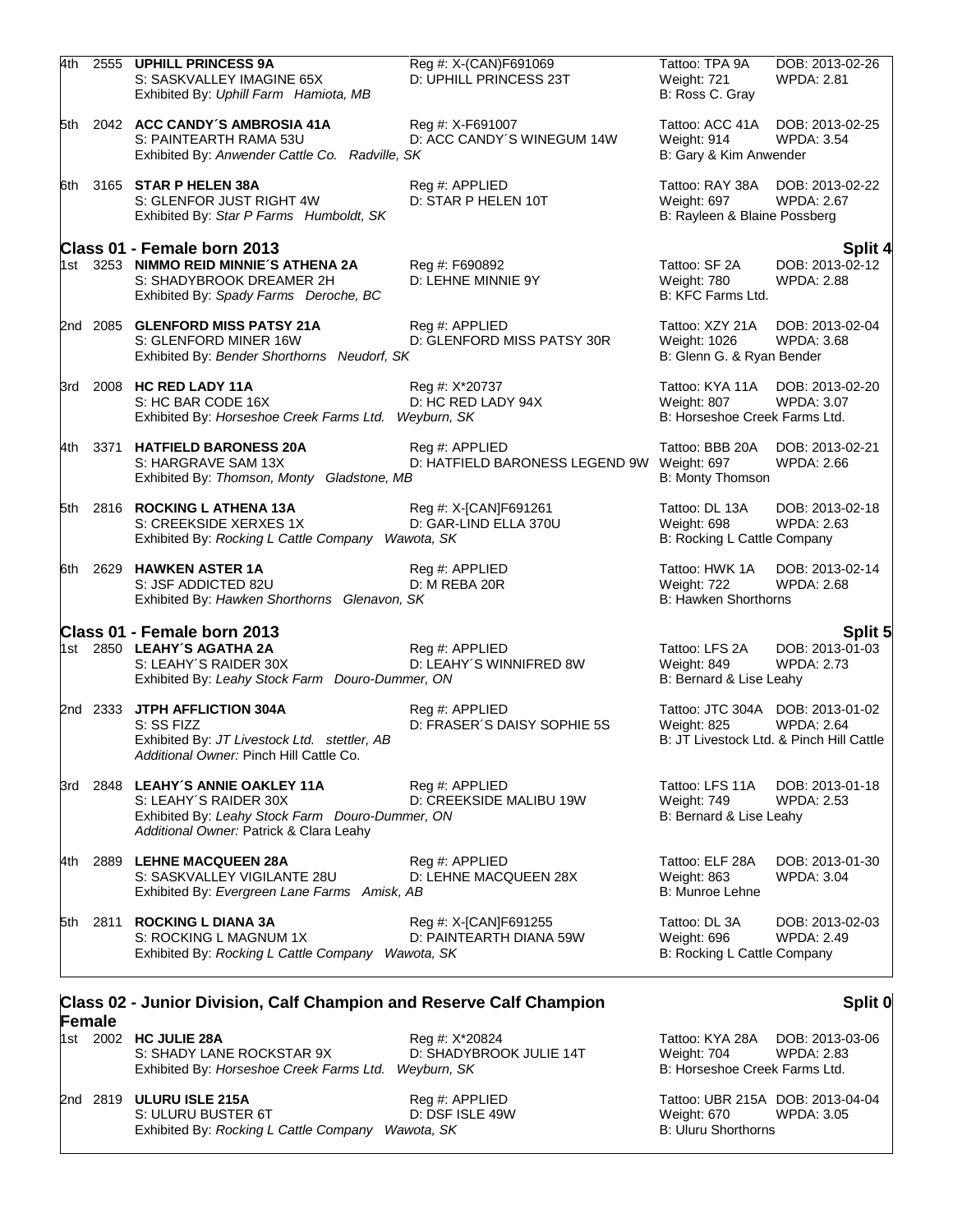4th 2555 **UPHILL PRINCESS 9A**
S: SASKVALLEY IMAGINE 65X
Exhibited By: *Uphill Farm Hamiota, MB*
Reg #: X-(CAN)F691069
D: UPHILL PRINCESS 23T
Tattoo: TPA 9A DOB: 2013-02-26
Weight: 721 WPDA: 2.81
B: Ross C. Gray

5th 2042 **ACC CANDY´S AMBROSIA 41A**
S: PAINTEARTH RAMA 53U
Exhibited By: *Anwender Cattle Co. Radville, SK*
Reg #: X-F691007
D: ACC CANDY´S WINEGUM 14W
Tattoo: ACC 41A DOB: 2013-02-25
Weight: 914 WPDA: 3.54
B: Gary & Kim Anwender

6th 3165 **STAR P HELEN 38A**
S: GLENFOR JUST RIGHT 4W
Exhibited By: *Star P Farms Humboldt, SK*
Reg #: APPLIED
D: STAR P HELEN 10T
Tattoo: RAY 38A DOB: 2013-02-22
Weight: 697 WPDA: 2.67
B: Rayleen & Blaine Possberg

## Class 01 - Female born 2013 — Split 4

1st 3253 **NIMMO REID MINNIE´S ATHENA 2A**
S: SHADYBROOK DREAMER 2H
Exhibited By: *Spady Farms Deroche, BC*
Reg #: F690892
D: LEHNE MINNIE 9Y
Tattoo: SF 2A DOB: 2013-02-12
Weight: 780 WPDA: 2.88
B: KFC Farms Ltd.

2nd 2085 **GLENFORD MISS PATSY 21A**
S: GLENFORD MINER 16W
Exhibited By: *Bender Shorthorns Neudorf, SK*
Reg #: APPLIED
D: GLENFORD MISS PATSY 30R
Tattoo: XZY 21A DOB: 2013-02-04
Weight: 1026 WPDA: 3.68
B: Glenn G. & Ryan Bender

3rd 2008 **HC RED LADY 11A**
S: HC BAR CODE 16X
Exhibited By: *Horseshoe Creek Farms Ltd. Weyburn, SK*
Reg #: X*20737
D: HC RED LADY 94X
Tattoo: KYA 11A DOB: 2013-02-20
Weight: 807 WPDA: 3.07
B: Horseshoe Creek Farms Ltd.

4th 3371 **HATFIELD BARONESS 20A**
S: HARGRAVE SAM 13X
Exhibited By: *Thomson, Monty Gladstone, MB*
Reg #: APPLIED
D: HATFIELD BARONESS LEGEND 9W
Tattoo: BBB 20A DOB: 2013-02-21
Weight: 697 WPDA: 2.66
B: Monty Thomson

5th 2816 **ROCKING L ATHENA 13A**
S: CREEKSIDE XERXES 1X
Exhibited By: *Rocking L Cattle Company Wawota, SK*
Reg #: X-[CAN]F691261
D: GAR-LIND ELLA 370U
Tattoo: DL 13A DOB: 2013-02-18
Weight: 698 WPDA: 2.63
B: Rocking L Cattle Company

6th 2629 **HAWKEN ASTER 1A**
S: JSF ADDICTED 82U
Exhibited By: *Hawken Shorthorns Glenavon, SK*
Reg #: APPLIED
D: M REBA 20R
Tattoo: HWK 1A DOB: 2013-02-14
Weight: 722 WPDA: 2.68
B: Hawken Shorthorns

## Class 01 - Female born 2013 — Split 5

1st 2850 **LEAHY´S AGATHA 2A**
S: LEAHY´S RAIDER 30X
Exhibited By: *Leahy Stock Farm Douro-Dummer, ON*
Reg #: APPLIED
D: LEAHY´S WINNIFRED 8W
Tattoo: LFS 2A DOB: 2013-01-03
Weight: 849 WPDA: 2.73
B: Bernard & Lise Leahy

2nd 2333 **JTPH AFFLICTION 304A**
S: SS FIZZ
Exhibited By: *JT Livestock Ltd. stettler, AB*
*Additional Owner:* Pinch Hill Cattle Co.
Reg #: APPLIED
D: FRASER´S DAISY SOPHIE 5S
Tattoo: JTC 304A DOB: 2013-01-02
Weight: 825 WPDA: 2.64
B: JT Livestock Ltd. & Pinch Hill Cattle

3rd 2848 **LEAHY´S ANNIE OAKLEY 11A**
S: LEAHY´S RAIDER 30X
Exhibited By: *Leahy Stock Farm Douro-Dummer, ON*
*Additional Owner:* Patrick & Clara Leahy
Reg #: APPLIED
D: CREEKSIDE MALIBU 19W
Tattoo: LFS 11A DOB: 2013-01-18
Weight: 749 WPDA: 2.53
B: Bernard & Lise Leahy

4th 2889 **LEHNE MACQUEEN 28A**
S: SASKVALLEY VIGILANTE 28U
Exhibited By: *Evergreen Lane Farms Amisk, AB*
Reg #: APPLIED
D: LEHNE MACQUEEN 28X
Tattoo: ELF 28A DOB: 2013-01-30
Weight: 863 WPDA: 3.04
B: Munroe Lehne

5th 2811 **ROCKING L DIANA 3A**
S: ROCKING L MAGNUM 1X
Exhibited By: *Rocking L Cattle Company Wawota, SK*
Reg #: X-[CAN]F691255
D: PAINTEARTH DIANA 59W
Tattoo: DL 3A DOB: 2013-02-03
Weight: 696 WPDA: 2.49
B: Rocking L Cattle Company

## Class 02 - Junior Division, Calf Champion and Reserve Calf Champion Female — Split 0

1st 2002 **HC JULIE 28A**
S: SHADY LANE ROCKSTAR 9X
Exhibited By: *Horseshoe Creek Farms Ltd. Weyburn, SK*
Reg #: X*20824
D: SHADYBROOK JULIE 14T
Tattoo: KYA 28A DOB: 2013-03-06
Weight: 704 WPDA: 2.83
B: Horseshoe Creek Farms Ltd.

2nd 2819 **ULURU ISLE 215A**
S: ULURU BUSTER 6T
Exhibited By: *Rocking L Cattle Company Wawota, SK*
Reg #: APPLIED
D: DSF ISLE 49W
Tattoo: UBR 215A DOB: 2013-04-04
Weight: 670 WPDA: 3.05
B: Uluru Shorthorns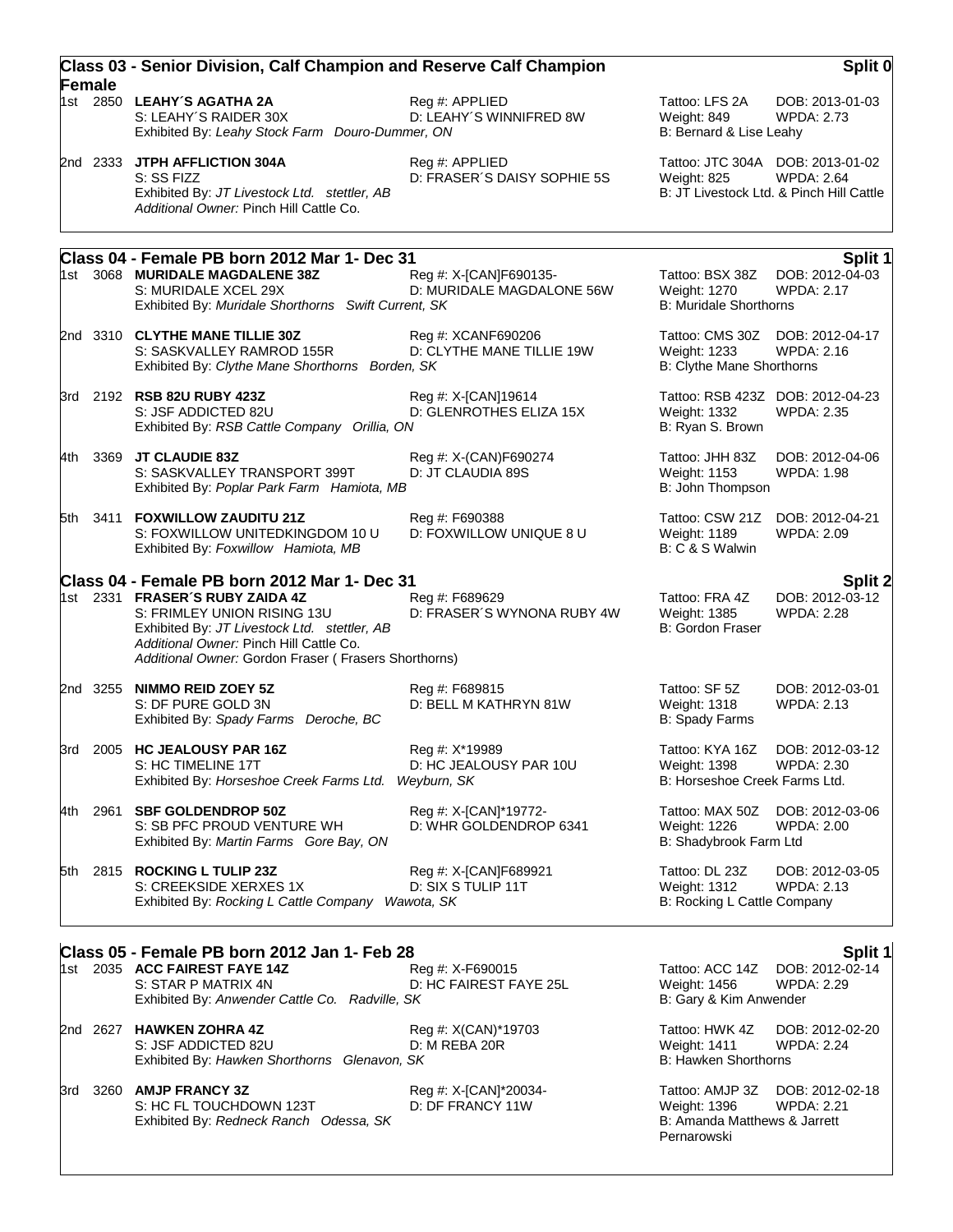## Class 03 - Senior Division, Calf Champion and Reserve Calf Champion

**Split 0**

**Female**

1st 2850 **LEAHY´S AGATHA 2A** — Reg #: APPLIED — Tattoo: LFS 2A — DOB: 2013-01-03
S: LEAHY´S RAIDER 30X — D: LEAHY´S WINNIFRED 8W — Weight: 849 — WPDA: 2.73
Exhibited By: *Leahy Stock Farm Douro-Dummer, ON* — B: Bernard & Lise Leahy

2nd 2333 **JTPH AFFLICTION 304A** — Reg #: APPLIED — Tattoo: JTC 304A — DOB: 2013-01-02
S: SS FIZZ — D: FRASER´S DAISY SOPHIE 5S — Weight: 825 — WPDA: 2.64
Exhibited By: *JT Livestock Ltd. stettler, AB* — B: JT Livestock Ltd. & Pinch Hill Cattle
*Additional Owner:* Pinch Hill Cattle Co.

## Class 04 - Female PB born 2012 Mar 1- Dec 31

**Split 1**

1st 3068 **MURIDALE MAGDALENE 38Z** — Reg #: X-[CAN]F690135- — Tattoo: BSX 38Z — DOB: 2012-04-03
S: MURIDALE XCEL 29X — D: MURIDALE MAGDALONE 56W — Weight: 1270 — WPDA: 2.17
Exhibited By: *Muridale Shorthorns Swift Current, SK* — B: Muridale Shorthorns

2nd 3310 **CLYTHE MANE TILLIE 30Z** — Reg #: XCANF690206 — Tattoo: CMS 30Z — DOB: 2012-04-17
S: SASKVALLEY RAMROD 155R — D: CLYTHE MANE TILLIE 19W — Weight: 1233 — WPDA: 2.16
Exhibited By: *Clythe Mane Shorthorns Borden, SK* — B: Clythe Mane Shorthorns

3rd 2192 **RSB 82U RUBY 423Z** — Reg #: X-[CAN]19614 — Tattoo: RSB 423Z — DOB: 2012-04-23
S: JSF ADDICTED 82U — D: GLENROTHES ELIZA 15X — Weight: 1332 — WPDA: 2.35
Exhibited By: *RSB Cattle Company Orillia, ON* — B: Ryan S. Brown

4th 3369 **JT CLAUDIE 83Z** — Reg #: X-(CAN)F690274 — Tattoo: JHH 83Z — DOB: 2012-04-06
S: SASKVALLEY TRANSPORT 399T — D: JT CLAUDIA 89S — Weight: 1153 — WPDA: 1.98
Exhibited By: *Poplar Park Farm Hamiota, MB* — B: John Thompson

5th 3411 **FOXWILLOW ZAUDITU 21Z** — Reg #: F690388 — Tattoo: CSW 21Z — DOB: 2012-04-21
S: FOXWILLOW UNITEDKINGDOM 10 U — D: FOXWILLOW UNIQUE 8 U — Weight: 1189 — WPDA: 2.09
Exhibited By: *Foxwillow Hamiota, MB* — B: C & S Walwin

## Class 04 - Female PB born 2012 Mar 1- Dec 31

**Split 2**

1st 2331 **FRASER´S RUBY ZAIDA 4Z** — Reg #: F689629 — Tattoo: FRA 4Z — DOB: 2012-03-12
S: FRIMLEY UNION RISING 13U — D: FRASER´S WYNONA RUBY 4W — Weight: 1385 — WPDA: 2.28
Exhibited By: *JT Livestock Ltd. stettler, AB* — B: Gordon Fraser
*Additional Owner:* Pinch Hill Cattle Co.
*Additional Owner:* Gordon Fraser ( Frasers Shorthorns)

2nd 3255 **NIMMO REID ZOEY 5Z** — Reg #: F689815 — Tattoo: SF 5Z — DOB: 2012-03-01
S: DF PURE GOLD 3N — D: BELL M KATHRYN 81W — Weight: 1318 — WPDA: 2.13
Exhibited By: *Spady Farms Deroche, BC* — B: Spady Farms

3rd 2005 **HC JEALOUSY PAR 16Z** — Reg #: X*19989 — Tattoo: KYA 16Z — DOB: 2012-03-12
S: HC TIMELINE 17T — D: HC JEALOUSY PAR 10U — Weight: 1398 — WPDA: 2.30
Exhibited By: *Horseshoe Creek Farms Ltd. Weyburn, SK* — B: Horseshoe Creek Farms Ltd.

4th 2961 **SBF GOLDENDROP 50Z** — Reg #: X-[CAN]*19772- — Tattoo: MAX 50Z — DOB: 2012-03-06
S: SB PFC PROUD VENTURE WH — D: WHR GOLDENDROP 6341 — Weight: 1226 — WPDA: 2.00
Exhibited By: *Martin Farms Gore Bay, ON* — B: Shadybrook Farm Ltd

5th 2815 **ROCKING L TULIP 23Z** — Reg #: X-[CAN]F689921 — Tattoo: DL 23Z — DOB: 2012-03-05
S: CREEKSIDE XERXES 1X — D: SIX S TULIP 11T — Weight: 1312 — WPDA: 2.13
Exhibited By: *Rocking L Cattle Company Wawota, SK* — B: Rocking L Cattle Company

## Class 05 - Female PB born 2012 Jan 1- Feb 28

**Split 1**

1st 2035 **ACC FAIREST FAYE 14Z** — Reg #: X-F690015 — Tattoo: ACC 14Z — DOB: 2012-02-14
S: STAR P MATRIX 4N — D: HC FAIREST FAYE 25L — Weight: 1456 — WPDA: 2.29
Exhibited By: *Anwender Cattle Co. Radville, SK* — B: Gary & Kim Anwender

2nd 2627 **HAWKEN ZOHRA 4Z** — Reg #: X(CAN)*19703 — Tattoo: HWK 4Z — DOB: 2012-02-20
S: JSF ADDICTED 82U — D: M REBA 20R — Weight: 1411 — WPDA: 2.24
Exhibited By: *Hawken Shorthorns Glenavon, SK* — B: Hawken Shorthorns

3rd 3260 **AMJP FRANCY 3Z** — Reg #: X-[CAN]*20034- — Tattoo: AMJP 3Z — DOB: 2012-02-18
S: HC FL TOUCHDOWN 123T — D: DF FRANCY 11W — Weight: 1396 — WPDA: 2.21
Exhibited By: *Redneck Ranch Odessa, SK* — B: Amanda Matthews & Jarrett Pernarowski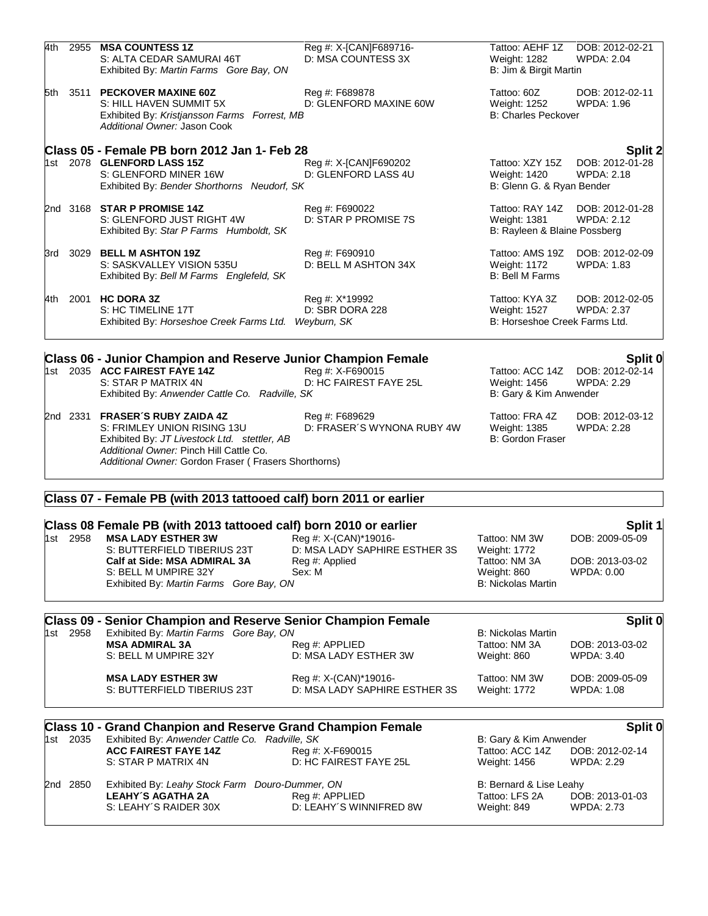4th 2955 **MSA COUNTESS 1Z** Reg #: X-[CAN]F689716- Tattoo: AEHF 1Z DOB: 2012-02-21
S: ALTA CEDAR SAMURAI 46T D: MSA COUNTESS 3X Weight: 1282 WPDA: 2.04
Exhibited By: *Martin Farms Gore Bay, ON* B: Jim & Birgit Martin

5th 3511 **PECKOVER MAXINE 60Z** Reg #: F689878 Tattoo: 60Z DOB: 2012-02-11
S: HILL HAVEN SUMMIT 5X D: GLENFORD MAXINE 60W Weight: 1252 WPDA: 1.96
Exhibited By: *Kristjansson Farms Forrest, MB* B: Charles Peckover
*Additional Owner:* Jason Cook

## Class 05 - Female PB born 2012 Jan 1- Feb 28 — Split 2

1st 2078 **GLENFORD LASS 15Z** Reg #: X-[CAN]F690202 Tattoo: XZY 15Z DOB: 2012-01-28
S: GLENFORD MINER 16W D: GLENFORD LASS 4U Weight: 1420 WPDA: 2.18
Exhibited By: *Bender Shorthorns Neudorf, SK* B: Glenn G. & Ryan Bender

2nd 3168 **STAR P PROMISE 14Z** Reg #: F690022 Tattoo: RAY 14Z DOB: 2012-01-28
S: GLENFORD JUST RIGHT 4W D: STAR P PROMISE 7S Weight: 1381 WPDA: 2.12
Exhibited By: *Star P Farms Humboldt, SK* B: Rayleen & Blaine Possberg

3rd 3029 **BELL M ASHTON 19Z** Reg #: F690910 Tattoo: AMS 19Z DOB: 2012-02-09
S: SASKVALLEY VISION 535U D: BELL M ASHTON 34X Weight: 1172 WPDA: 1.83
Exhibited By: *Bell M Farms Englefeld, SK* B: Bell M Farms

4th 2001 **HC DORA 3Z** Reg #: X*19992 Tattoo: KYA 3Z DOB: 2012-02-05
S: HC TIMELINE 17T D: SBR DORA 228 Weight: 1527 WPDA: 2.37
Exhibited By: *Horseshoe Creek Farms Ltd. Weyburn, SK* B: Horseshoe Creek Farms Ltd.

## Class 06 - Junior Champion and Reserve Junior Champion Female — Split 0

1st 2035 **ACC FAIREST FAYE 14Z** Reg #: X-F690015 Tattoo: ACC 14Z DOB: 2012-02-14
S: STAR P MATRIX 4N D: HC FAIREST FAYE 25L Weight: 1456 WPDA: 2.29
Exhibited By: *Anwender Cattle Co. Radville, SK* B: Gary & Kim Anwender

2nd 2331 **FRASER´S RUBY ZAIDA 4Z** Reg #: F689629 Tattoo: FRA 4Z DOB: 2012-03-12
S: FRIMLEY UNION RISING 13U D: FRASER´S WYNONA RUBY 4W Weight: 1385 WPDA: 2.28
Exhibited By: *JT Livestock Ltd. stettler, AB* B: Gordon Fraser
*Additional Owner:* Pinch Hill Cattle Co.
*Additional Owner:* Gordon Fraser ( Frasers Shorthorns)

## Class 07 - Female PB (with 2013 tattooed calf) born 2011 or earlier

## Class 08 Female PB (with 2013 tattooed calf) born 2010 or earlier — Split 1

1st 2958 **MSA LADY ESTHER 3W** Reg #: X-(CAN)*19016- Tattoo: NM 3W DOB: 2009-05-09
S: BUTTERFIELD TIBERIUS 23T D: MSA LADY SAPHIRE ESTHER 3S Weight: 1772
**Calf at Side: MSA ADMIRAL 3A** Reg #: Applied Tattoo: NM 3A DOB: 2013-03-02
S: BELL M UMPIRE 32Y Sex: M Weight: 860 WPDA: 0.00
Exhibited By: *Martin Farms Gore Bay, ON* B: Nickolas Martin

## Class 09 - Senior Champion and Reserve Senior Champion Female — Split 0

1st 2958 Exhibited By: *Martin Farms Gore Bay, ON* B: Nickolas Martin
**MSA ADMIRAL 3A** Reg #: APPLIED Tattoo: NM 3A DOB: 2013-03-02
S: BELL M UMPIRE 32Y D: MSA LADY ESTHER 3W Weight: 860 WPDA: 3.40

**MSA LADY ESTHER 3W** Reg #: X-(CAN)*19016- Tattoo: NM 3W DOB: 2009-05-09
S: BUTTERFIELD TIBERIUS 23T D: MSA LADY SAPHIRE ESTHER 3S Weight: 1772 WPDA: 1.08

## Class 10 - Grand Chanpion and Reserve Grand Champion Female — Split 0

1st 2035 Exhibited By: *Anwender Cattle Co. Radville, SK* B: Gary & Kim Anwender
**ACC FAIREST FAYE 14Z** Reg #: X-F690015 Tattoo: ACC 14Z DOB: 2012-02-14
S: STAR P MATRIX 4N D: HC FAIREST FAYE 25L Weight: 1456 WPDA: 2.29

2nd 2850 Exhibited By: *Leahy Stock Farm Douro-Dummer, ON* B: Bernard & Lise Leahy
**LEAHY´S AGATHA 2A** Reg #: APPLIED Tattoo: LFS 2A DOB: 2013-01-03
S: LEAHY´S RAIDER 30X D: LEAHY´S WINNIFRED 8W Weight: 849 WPDA: 2.73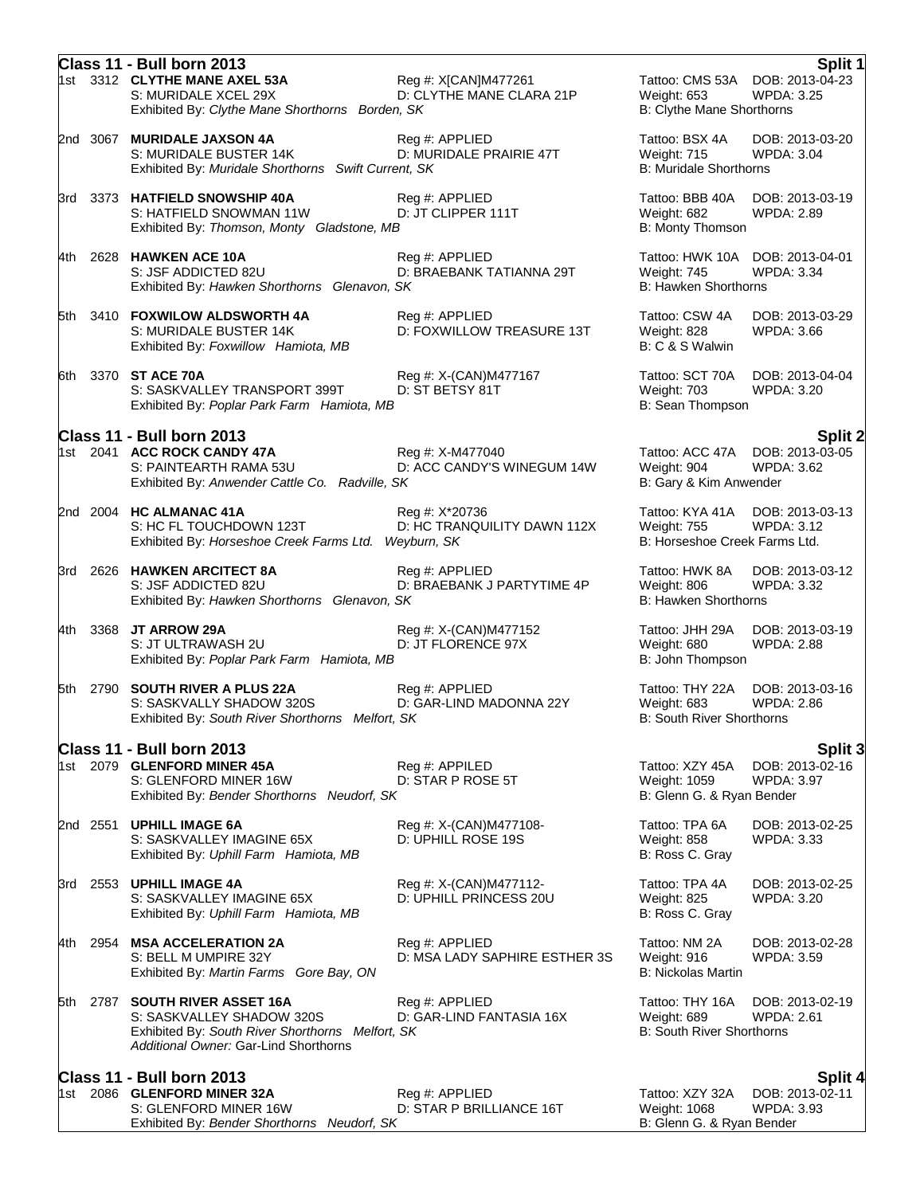## Class 11 - Bull born 2013 — Split 1

1st 3312 **CLYTHE MANE AXEL 53A** Reg #: X[CAN]M477261 Tattoo: CMS 53A DOB: 2013-04-23
S: MURIDALE XCEL 29X D: CLYTHE MANE CLARA 21P Weight: 653 WPDA: 3.25
Exhibited By: *Clythe Mane Shorthorns Borden, SK* B: Clythe Mane Shorthorns

2nd 3067 **MURIDALE JAXSON 4A** Reg #: APPLIED Tattoo: BSX 4A DOB: 2013-03-20
S: MURIDALE BUSTER 14K D: MURIDALE PRAIRIE 47T Weight: 715 WPDA: 3.04
Exhibited By: *Muridale Shorthorns Swift Current, SK* B: Muridale Shorthorns

3rd 3373 **HATFIELD SNOWSHIP 40A** Reg #: APPLIED Tattoo: BBB 40A DOB: 2013-03-19
S: HATFIELD SNOWMAN 11W D: JT CLIPPER 111T Weight: 682 WPDA: 2.89
Exhibited By: *Thomson, Monty Gladstone, MB* B: Monty Thomson

4th 2628 **HAWKEN ACE 10A** Reg #: APPLIED Tattoo: HWK 10A DOB: 2013-04-01
S: JSF ADDICTED 82U D: BRAEBANK TATIANNA 29T Weight: 745 WPDA: 3.34
Exhibited By: *Hawken Shorthorns Glenavon, SK* B: Hawken Shorthorns

5th 3410 **FOXWILOW ALDSWORTH 4A** Reg #: APPLIED Tattoo: CSW 4A DOB: 2013-03-29
S: MURIDALE BUSTER 14K D: FOXWILLOW TREASURE 13T Weight: 828 WPDA: 3.66
Exhibited By: *Foxwillow Hamiota, MB* B: C & S Walwin

6th 3370 **ST ACE 70A** Reg #: X-(CAN)M477167 Tattoo: SCT 70A DOB: 2013-04-04
S: SASKVALLEY TRANSPORT 399T D: ST BETSY 81T Weight: 703 WPDA: 3.20
Exhibited By: *Poplar Park Farm Hamiota, MB* B: Sean Thompson

## Class 11 - Bull born 2013 — Split 2

1st 2041 **ACC ROCK CANDY 47A** Reg #: X-M477040 Tattoo: ACC 47A DOB: 2013-03-05
S: PAINTEARTH RAMA 53U D: ACC CANDY'S WINEGUM 14W Weight: 904 WPDA: 3.62
Exhibited By: *Anwender Cattle Co. Radville, SK* B: Gary & Kim Anwender

2nd 2004 **HC ALMANAC 41A** Reg #: X*20736 Tattoo: KYA 41A DOB: 2013-03-13
S: HC FL TOUCHDOWN 123T D: HC TRANQUILITY DAWN 112X Weight: 755 WPDA: 3.12
Exhibited By: *Horseshoe Creek Farms Ltd. Weyburn, SK* B: Horseshoe Creek Farms Ltd.

3rd 2626 **HAWKEN ARCITECT 8A** Reg #: APPLIED Tattoo: HWK 8A DOB: 2013-03-12
S: JSF ADDICTED 82U D: BRAEBANK J PARTYTIME 4P Weight: 806 WPDA: 3.32
Exhibited By: *Hawken Shorthorns Glenavon, SK* B: Hawken Shorthorns

4th 3368 **JT ARROW 29A** Reg #: X-(CAN)M477152 Tattoo: JHH 29A DOB: 2013-03-19
S: JT ULTRAWASH 2U D: JT FLORENCE 97X Weight: 680 WPDA: 2.88
Exhibited By: *Poplar Park Farm Hamiota, MB* B: John Thompson

5th 2790 **SOUTH RIVER A PLUS 22A** Reg #: APPLIED Tattoo: THY 22A DOB: 2013-03-16
S: SASKVALLY SHADOW 320S D: GAR-LIND MADONNA 22Y Weight: 683 WPDA: 2.86
Exhibited By: *South River Shorthorns Melfort, SK* B: South River Shorthorns

## Class 11 - Bull born 2013 — Split 3

1st 2079 **GLENFORD MINER 45A** Reg #: APPILED Tattoo: XZY 45A DOB: 2013-02-16
S: GLENFORD MINER 16W D: STAR P ROSE 5T Weight: 1059 WPDA: 3.97
Exhibited By: *Bender Shorthorns Neudorf, SK* B: Glenn G. & Ryan Bender

2nd 2551 **UPHILL IMAGE 6A** Reg #: X-(CAN)M477108- Tattoo: TPA 6A DOB: 2013-02-25
S: SASKVALLEY IMAGINE 65X D: UPHILL ROSE 19S Weight: 858 WPDA: 3.33
Exhibited By: *Uphill Farm Hamiota, MB* B: Ross C. Gray

3rd 2553 **UPHILL IMAGE 4A** Reg #: X-(CAN)M477112- Tattoo: TPA 4A DOB: 2013-02-25
S: SASKVALLEY IMAGINE 65X D: UPHILL PRINCESS 20U Weight: 825 WPDA: 3.20
Exhibited By: *Uphill Farm Hamiota, MB* B: Ross C. Gray

4th 2954 **MSA ACCELERATION 2A** Reg #: APPLIED Tattoo: NM 2A DOB: 2013-02-28
S: BELL M UMPIRE 32Y D: MSA LADY SAPHIRE ESTHER 3S Weight: 916 WPDA: 3.59
Exhibited By: *Martin Farms Gore Bay, ON* B: Nickolas Martin

5th 2787 **SOUTH RIVER ASSET 16A** Reg #: APPLIED Tattoo: THY 16A DOB: 2013-02-19
S: SASKVALLEY SHADOW 320S D: GAR-LIND FANTASIA 16X Weight: 689 WPDA: 2.61
Exhibited By: *South River Shorthorns Melfort, SK* B: South River Shorthorns
*Additional Owner:* Gar-Lind Shorthorns

## Class 11 - Bull born 2013 — Split 4

1st 2086 **GLENFORD MINER 32A** Reg #: APPLIED Tattoo: XZY 32A DOB: 2013-02-11
S: GLENFORD MINER 16W D: STAR P BRILLIANCE 16T Weight: 1068 WPDA: 3.93
Exhibited By: *Bender Shorthorns Neudorf, SK* B: Glenn G. & Ryan Bender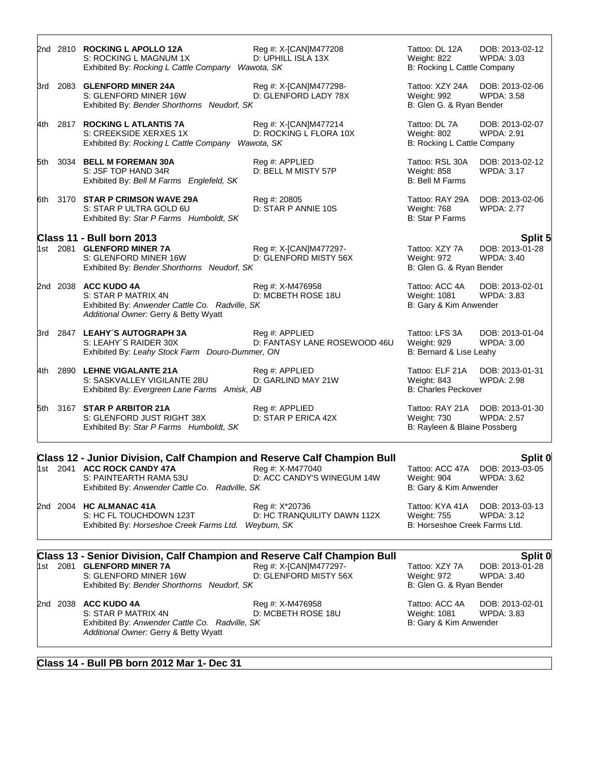2nd 2810 **ROCKING L APOLLO 12A** Reg #: X-[CAN]M477208 Tattoo: DL 12A DOB: 2013-02-12
S: ROCKING L MAGNUM 1X D: UPHILL ISLA 13X Weight: 822 WPDA: 3.03
Exhibited By: *Rocking L Cattle Company Wawota, SK* B: Rocking L Cattle Company

3rd 2083 **GLENFORD MINER 24A** Reg #: X-[CAN]M477298- Tattoo: XZY 24A DOB: 2013-02-06
S: GLENFORD MINER 16W D: GLENFORD LADY 78X Weight: 992 WPDA: 3.58
Exhibited By: *Bender Shorthorns Neudorf, SK* B: Glen G. & Ryan Bender

4th 2817 **ROCKING L ATLANTIS 7A** Reg #: X-[CAN]M477214 Tattoo: DL 7A DOB: 2013-02-07
S: CREEKSIDE XERXES 1X D: ROCKING L FLORA 10X Weight: 802 WPDA: 2.91
Exhibited By: *Rocking L Cattle Company Wawota, SK* B: Rocking L Cattle Company

5th 3034 **BELL M FOREMAN 30A** Reg #: APPLIED Tattoo: RSL 30A DOB: 2013-02-12
S: JSF TOP HAND 34R D: BELL M MISTY 57P Weight: 858 WPDA: 3.17
Exhibited By: *Bell M Farms Englefeld, SK* B: Bell M Farms

6th 3170 **STAR P CRIMSON WAVE 29A** Reg #: 20805 Tattoo: RAY 29A DOB: 2013-02-06
S: STAR P ULTRA GOLD 6U D: STAR P ANNIE 10S Weight: 768 WPDA: 2.77
Exhibited By: *Star P Farms Humboldt, SK* B: Star P Farms

## Class 11 - Bull born 2013 **Split 5**

1st 2081 **GLENFORD MINER 7A** Reg #: X-[CAN]M477297- Tattoo: XZY 7A DOB: 2013-01-28
S: GLENFORD MINER 16W D: GLENFORD MISTY 56X Weight: 972 WPDA: 3.40
Exhibited By: *Bender Shorthorns Neudorf, SK* B: Glen G. & Ryan Bender

2nd 2038 **ACC KUDO 4A** Reg #: X-M476958 Tattoo: ACC 4A DOB: 2013-02-01
S: STAR P MATRIX 4N D: MCBETH ROSE 18U Weight: 1081 WPDA: 3.83
Exhibited By: *Anwender Cattle Co. Radville, SK* B: Gary & Kim Anwender
*Additional Owner:* Gerry & Betty Wyatt

3rd 2847 **LEAHY´S AUTOGRAPH 3A** Reg #: APPLIED Tattoo: LFS 3A DOB: 2013-01-04
S: LEAHY´S RAIDER 30X D: FANTASY LANE ROSEWOOD 46U Weight: 929 WPDA: 3.00
Exhibited By: *Leahy Stock Farm Douro-Dummer, ON* B: Bernard & Lise Leahy

4th 2890 **LEHNE VIGALANTE 21A** Reg #: APPLIED Tattoo: ELF 21A DOB: 2013-01-31
S: SASKVALLEY VIGILANTE 28U D: GARLIND MAY 21W Weight: 843 WPDA: 2.98
Exhibited By: *Evergreen Lane Farms Amisk, AB* B: Charles Peckover

5th 3167 **STAR P ARBITOR 21A** Reg #: APPLIED Tattoo: RAY 21A DOB: 2013-01-30
S: GLENFORD JUST RIGHT 38X D: STAR P ERICA 42X Weight: 730 WPDA: 2.57
Exhibited By: *Star P Farms Humboldt, SK* B: Rayleen & Blaine Possberg

## Class 12 - Junior Division, Calf Champion and Reserve Calf Champion Bull **Split 0**

1st 2041 **ACC ROCK CANDY 47A** Reg #: X-M477040 Tattoo: ACC 47A DOB: 2013-03-05
S: PAINTEARTH RAMA 53U D: ACC CANDY'S WINEGUM 14W Weight: 904 WPDA: 3.62
Exhibited By: *Anwender Cattle Co. Radville, SK* B: Gary & Kim Anwender

2nd 2004 **HC ALMANAC 41A** Reg #: X*20736 Tattoo: KYA 41A DOB: 2013-03-13
S: HC FL TOUCHDOWN 123T D: HC TRANQUILITY DAWN 112X Weight: 755 WPDA: 3.12
Exhibited By: *Horseshoe Creek Farms Ltd. Weyburn, SK* B: Horseshoe Creek Farms Ltd.

## Class 13 - Senior Division, Calf Champion and Reserve Calf Champion Bull **Split 0**

1st 2081 **GLENFORD MINER 7A** Reg #: X-[CAN]M477297- Tattoo: XZY 7A DOB: 2013-01-28
S: GLENFORD MINER 16W D: GLENFORD MISTY 56X Weight: 972 WPDA: 3.40
Exhibited By: *Bender Shorthorns Neudorf, SK* B: Glen G. & Ryan Bender

2nd 2038 **ACC KUDO 4A** Reg #: X-M476958 Tattoo: ACC 4A DOB: 2013-02-01
S: STAR P MATRIX 4N D: MCBETH ROSE 18U Weight: 1081 WPDA: 3.83
Exhibited By: *Anwender Cattle Co. Radville, SK* B: Gary & Kim Anwender
*Additional Owner:* Gerry & Betty Wyatt

## Class 14 - Bull PB born 2012 Mar 1- Dec 31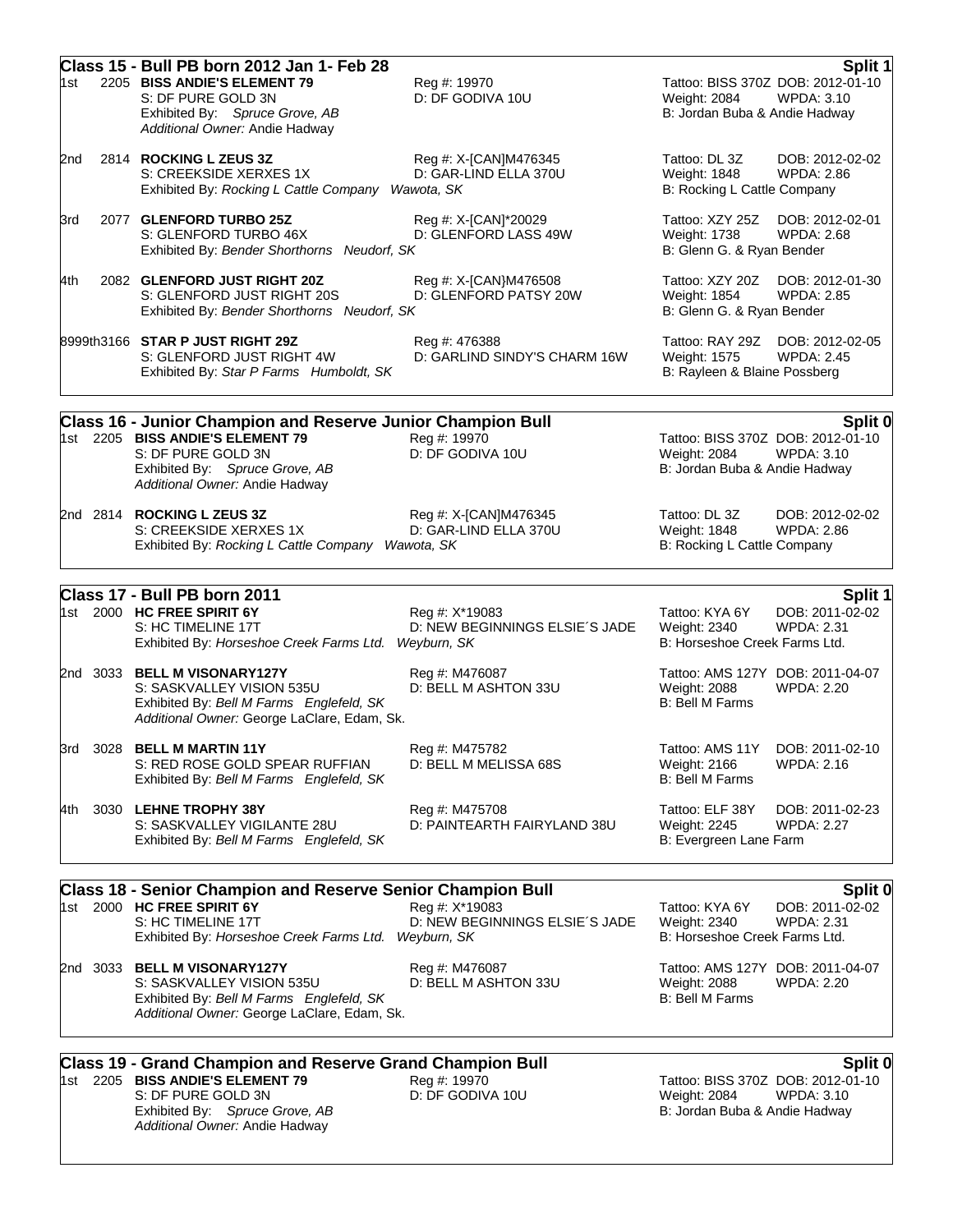## Class 15 - Bull PB born 2012 Jan 1- Feb 28

**Split 1**

1st 2205 **BISS ANDIE'S ELEMENT 79** Reg #: 19970 Tattoo: BISS 370Z DOB: 2012-01-10
S: DF PURE GOLD 3N D: DF GODIVA 10U Weight: 2084 WPDA: 3.10
Exhibited By: *Spruce Grove, AB* B: Jordan Buba & Andie Hadway
*Additional Owner:* Andie Hadway

2nd 2814 **ROCKING L ZEUS 3Z** Reg #: X-[CAN]M476345 Tattoo: DL 3Z DOB: 2012-02-02
S: CREEKSIDE XERXES 1X D: GAR-LIND ELLA 370U Weight: 1848 WPDA: 2.86
Exhibited By: *Rocking L Cattle Company Wawota, SK* B: Rocking L Cattle Company

3rd 2077 **GLENFORD TURBO 25Z** Reg #: X-[CAN]*20029 Tattoo: XZY 25Z DOB: 2012-02-01
S: GLENFORD TURBO 46X D: GLENFORD LASS 49W Weight: 1738 WPDA: 2.68
Exhibited By: *Bender Shorthorns Neudorf, SK* B: Glenn G. & Ryan Bender

4th 2082 **GLENFORD JUST RIGHT 20Z** Reg #: X-[CAN}M476508 Tattoo: XZY 20Z DOB: 2012-01-30
S: GLENFORD JUST RIGHT 20S D: GLENFORD PATSY 20W Weight: 1854 WPDA: 2.85
Exhibited By: *Bender Shorthorns Neudorf, SK* B: Glenn G. & Ryan Bender

8999th3166 **STAR P JUST RIGHT 29Z** Reg #: 476388 Tattoo: RAY 29Z DOB: 2012-02-05
S: GLENFORD JUST RIGHT 4W D: GARLIND SINDY'S CHARM 16W Weight: 1575 WPDA: 2.45
Exhibited By: *Star P Farms Humboldt, SK* B: Rayleen & Blaine Possberg

## Class 16 - Junior Champion and Reserve Junior Champion Bull

**Split 0**

1st 2205 **BISS ANDIE'S ELEMENT 79** Reg #: 19970 Tattoo: BISS 370Z DOB: 2012-01-10
S: DF PURE GOLD 3N D: DF GODIVA 10U Weight: 2084 WPDA: 3.10
Exhibited By: *Spruce Grove, AB* B: Jordan Buba & Andie Hadway
*Additional Owner:* Andie Hadway

2nd 2814 **ROCKING L ZEUS 3Z** Reg #: X-[CAN]M476345 Tattoo: DL 3Z DOB: 2012-02-02
S: CREEKSIDE XERXES 1X D: GAR-LIND ELLA 370U Weight: 1848 WPDA: 2.86
Exhibited By: *Rocking L Cattle Company Wawota, SK* B: Rocking L Cattle Company

## Class 17 - Bull PB born 2011

**Split 1**

1st 2000 **HC FREE SPIRIT 6Y** Reg #: X*19083 Tattoo: KYA 6Y DOB: 2011-02-02
S: HC TIMELINE 17T D: NEW BEGINNINGS ELSIE´S JADE Weight: 2340 WPDA: 2.31
Exhibited By: *Horseshoe Creek Farms Ltd. Weyburn, SK* B: Horseshoe Creek Farms Ltd.

2nd 3033 **BELL M VISONARY127Y** Reg #: M476087 Tattoo: AMS 127Y DOB: 2011-04-07
S: SASKVALLEY VISION 535U D: BELL M ASHTON 33U Weight: 2088 WPDA: 2.20
Exhibited By: *Bell M Farms Englefeld, SK* B: Bell M Farms
*Additional Owner:* George LaClare, Edam, Sk.

3rd 3028 **BELL M MARTIN 11Y** Reg #: M475782 Tattoo: AMS 11Y DOB: 2011-02-10
S: RED ROSE GOLD SPEAR RUFFIAN D: BELL M MELISSA 68S Weight: 2166 WPDA: 2.16
Exhibited By: *Bell M Farms Englefeld, SK* B: Bell M Farms

4th 3030 **LEHNE TROPHY 38Y** Reg #: M475708 Tattoo: ELF 38Y DOB: 2011-02-23
S: SASKVALLEY VIGILANTE 28U D: PAINTEARTH FAIRYLAND 38U Weight: 2245 WPDA: 2.27
Exhibited By: *Bell M Farms Englefeld, SK* B: Evergreen Lane Farm

## Class 18 - Senior Champion and Reserve Senior Champion Bull

**Split 0**

1st 2000 **HC FREE SPIRIT 6Y** Reg #: X*19083 Tattoo: KYA 6Y DOB: 2011-02-02
S: HC TIMELINE 17T D: NEW BEGINNINGS ELSIE´S JADE Weight: 2340 WPDA: 2.31
Exhibited By: *Horseshoe Creek Farms Ltd. Weyburn, SK* B: Horseshoe Creek Farms Ltd.

2nd 3033 **BELL M VISONARY127Y** Reg #: M476087 Tattoo: AMS 127Y DOB: 2011-04-07
S: SASKVALLEY VISION 535U D: BELL M ASHTON 33U Weight: 2088 WPDA: 2.20
Exhibited By: *Bell M Farms Englefeld, SK* B: Bell M Farms
*Additional Owner:* George LaClare, Edam, Sk.

## Class 19 - Grand Champion and Reserve Grand Champion Bull

**Split 0**

1st 2205 **BISS ANDIE'S ELEMENT 79** Reg #: 19970 Tattoo: BISS 370Z DOB: 2012-01-10
S: DF PURE GOLD 3N D: DF GODIVA 10U Weight: 2084 WPDA: 3.10
Exhibited By: *Spruce Grove, AB* B: Jordan Buba & Andie Hadway
*Additional Owner:* Andie Hadway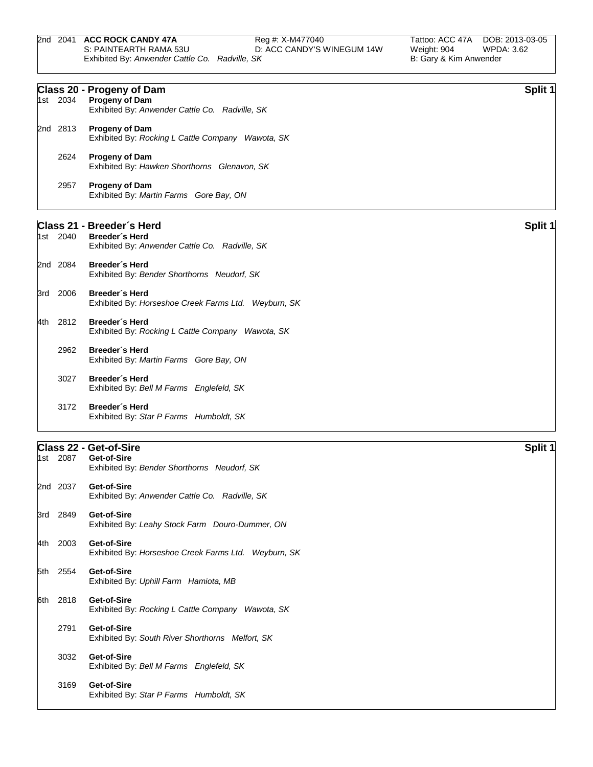2nd 2041 **ACC ROCK CANDY 47A** Reg #: X-M477040 Tattoo: ACC 47A DOB: 2013-03-05
S: PAINTEARTH RAMA 53U D: ACC CANDY'S WINEGUM 14W Weight: 904 WPDA: 3.62
Exhibited By: *Anwender Cattle Co. Radville, SK* B: Gary & Kim Anwender

## Class 20 - Progeny of Dam — Split 1

1st 2034 **Progeny of Dam**
Exhibited By: *Anwender Cattle Co. Radville, SK*

2nd 2813 **Progeny of Dam**
Exhibited By: *Rocking L Cattle Company Wawota, SK*

2624 **Progeny of Dam**
Exhibited By: *Hawken Shorthorns Glenavon, SK*

2957 **Progeny of Dam**
Exhibited By: *Martin Farms Gore Bay, ON*

## Class 21 - Breeder´s Herd — Split 1

1st 2040 **Breeder´s Herd**
Exhibited By: *Anwender Cattle Co. Radville, SK*

2nd 2084 **Breeder´s Herd**
Exhibited By: *Bender Shorthorns Neudorf, SK*

3rd 2006 **Breeder´s Herd**
Exhibited By: *Horseshoe Creek Farms Ltd. Weyburn, SK*

4th 2812 **Breeder´s Herd**
Exhibited By: *Rocking L Cattle Company Wawota, SK*

2962 **Breeder´s Herd**
Exhibited By: *Martin Farms Gore Bay, ON*

3027 **Breeder´s Herd**
Exhibited By: *Bell M Farms Englefeld, SK*

3172 **Breeder´s Herd**
Exhibited By: *Star P Farms Humboldt, SK*

## Class 22 - Get-of-Sire — Split 1

1st 2087 **Get-of-Sire**
Exhibited By: *Bender Shorthorns Neudorf, SK*

2nd 2037 **Get-of-Sire**
Exhibited By: *Anwender Cattle Co. Radville, SK*

3rd 2849 **Get-of-Sire**
Exhibited By: *Leahy Stock Farm Douro-Dummer, ON*

4th 2003 **Get-of-Sire**
Exhibited By: *Horseshoe Creek Farms Ltd. Weyburn, SK*

5th 2554 **Get-of-Sire**
Exhibited By: *Uphill Farm Hamiota, MB*

6th 2818 **Get-of-Sire**
Exhibited By: *Rocking L Cattle Company Wawota, SK*

2791 **Get-of-Sire**
Exhibited By: *South River Shorthorns Melfort, SK*

3032 **Get-of-Sire**
Exhibited By: *Bell M Farms Englefeld, SK*

3169 **Get-of-Sire**
Exhibited By: *Star P Farms Humboldt, SK*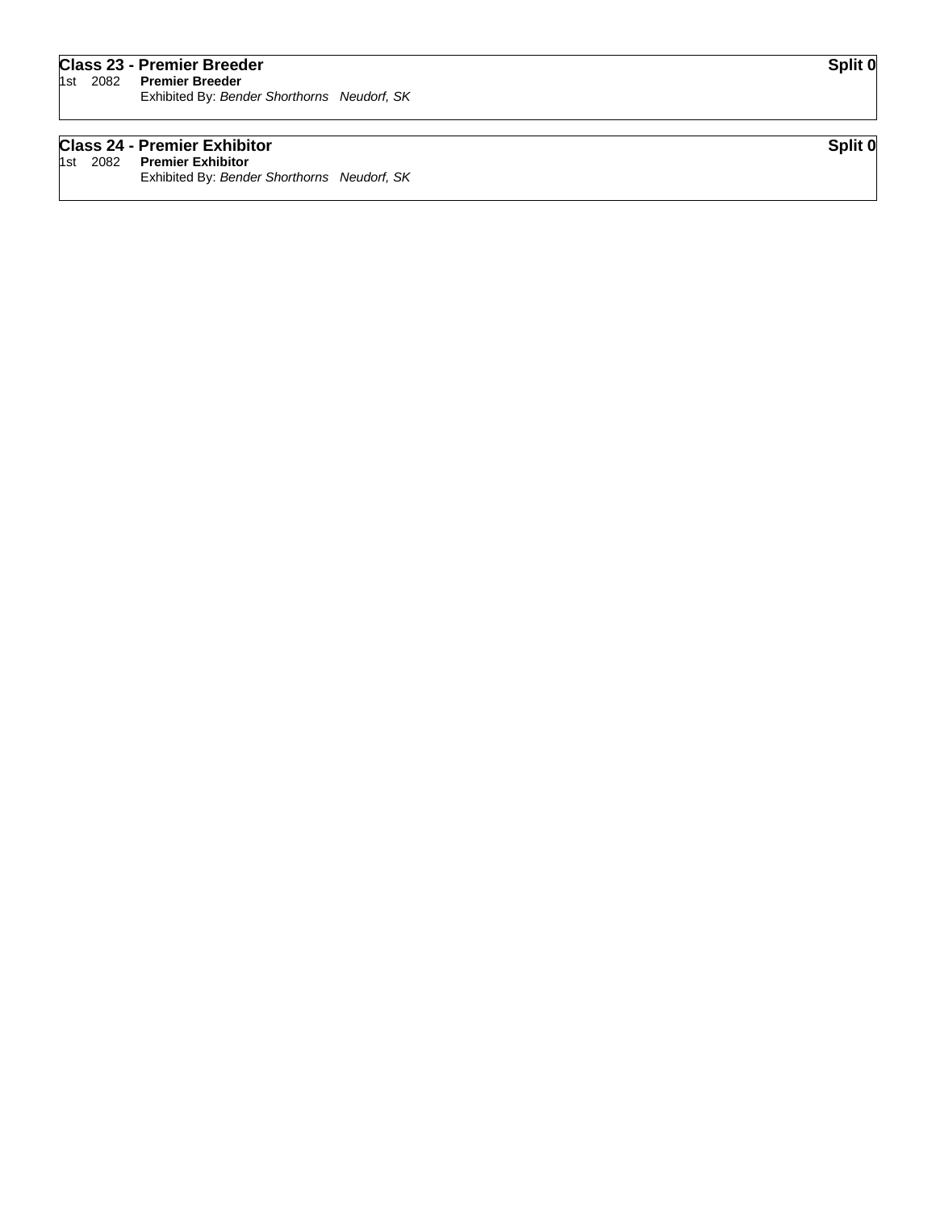**Class 23 - Premier Breeder** **Split 0**

1st 2082 **Premier Breeder**
Exhibited By: *Bender Shorthorns Neudorf, SK*

**Class 24 - Premier Exhibitor** **Split 0**

1st 2082 **Premier Exhibitor**
Exhibited By: *Bender Shorthorns Neudorf, SK*